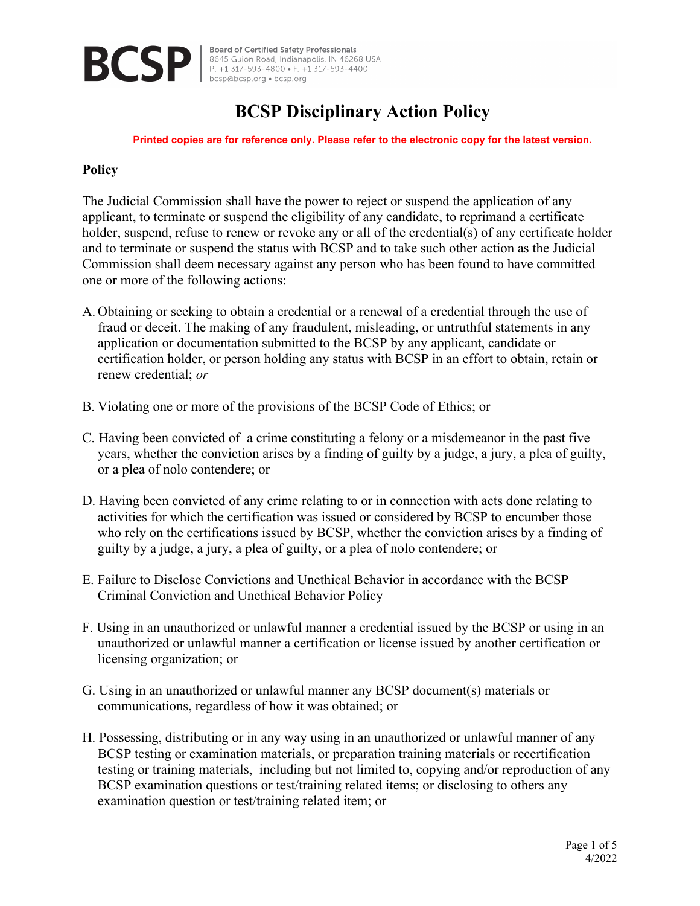BCSP | Board of Certified Safety Professionals
8645 Guion Road, Indianapolis, IN 46268 USA
P: +1 317-593-4800 • F: +1 317-593-4400
bcsp@bcsp.org • bcsp.org

# BCSP Disciplinary Action Policy

**Printed copies are for reference only. Please refer to the electronic copy for the latest version.**

## Policy

The Judicial Commission shall have the power to reject or suspend the application of any applicant, to terminate or suspend the eligibility of any candidate, to reprimand a certificate holder, suspend, refuse to renew or revoke any or all of the credential(s) of any certificate holder and to terminate or suspend the status with BCSP and to take such other action as the Judicial Commission shall deem necessary against any person who has been found to have committed one or more of the following actions:

A. Obtaining or seeking to obtain a credential or a renewal of a credential through the use of fraud or deceit. The making of any fraudulent, misleading, or untruthful statements in any application or documentation submitted to the BCSP by any applicant, candidate or certification holder, or person holding any status with BCSP in an effort to obtain, retain or renew credential; *or*

B. Violating one or more of the provisions of the BCSP Code of Ethics; or

C. Having been convicted of a crime constituting a felony or a misdemeanor in the past five years, whether the conviction arises by a finding of guilty by a judge, a jury, a plea of guilty, or a plea of nolo contendere; or

D. Having been convicted of any crime relating to or in connection with acts done relating to activities for which the certification was issued or considered by BCSP to encumber those who rely on the certifications issued by BCSP, whether the conviction arises by a finding of guilty by a judge, a jury, a plea of guilty, or a plea of nolo contendere; or

E. Failure to Disclose Convictions and Unethical Behavior in accordance with the BCSP Criminal Conviction and Unethical Behavior Policy

F. Using in an unauthorized or unlawful manner a credential issued by the BCSP or using in an unauthorized or unlawful manner a certification or license issued by another certification or licensing organization; or

G. Using in an unauthorized or unlawful manner any BCSP document(s) materials or communications, regardless of how it was obtained; or

H. Possessing, distributing or in any way using in an unauthorized or unlawful manner of any BCSP testing or examination materials, or preparation training materials or recertification testing or training materials, including but not limited to, copying and/or reproduction of any BCSP examination questions or test/training related items; or disclosing to others any examination question or test/training related item; or

4/2022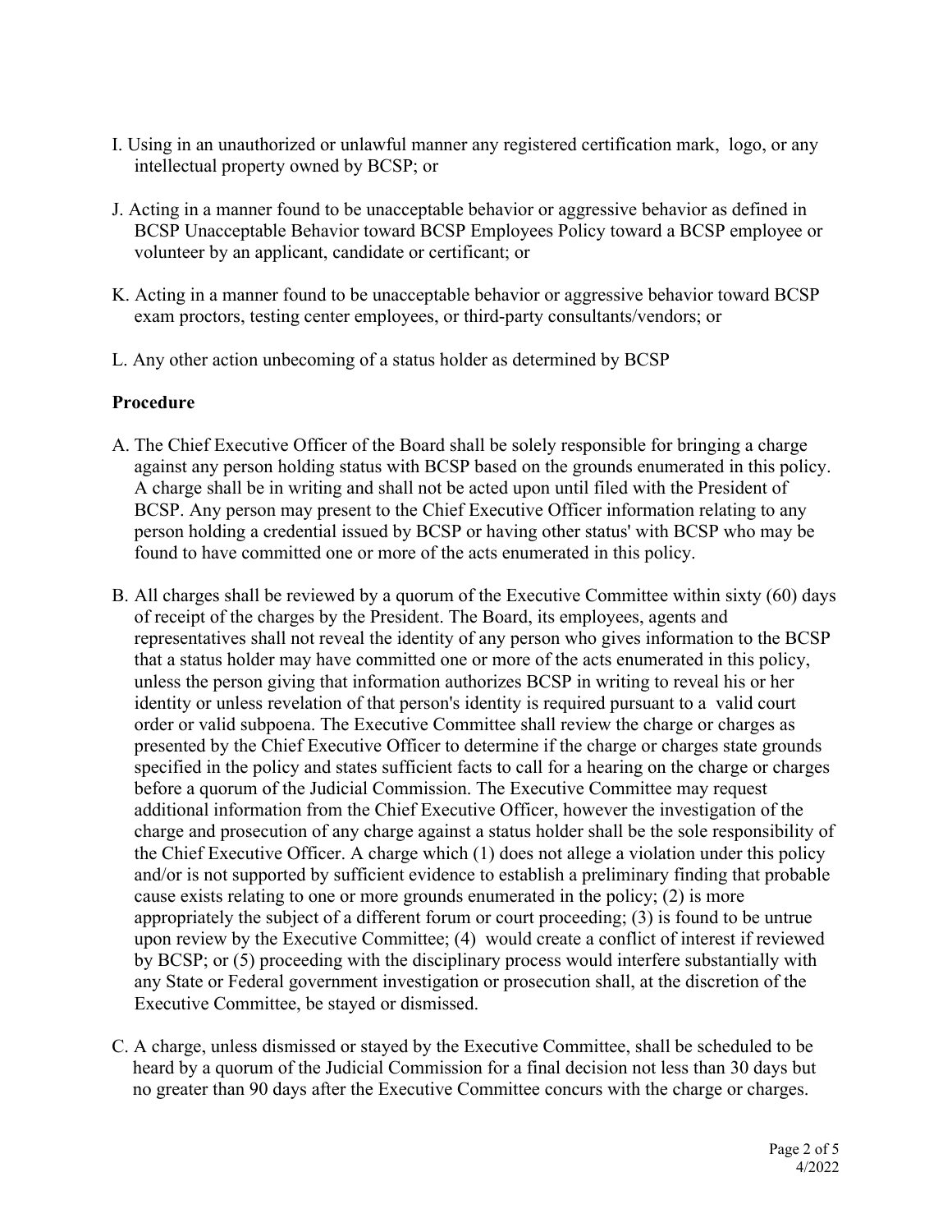I. Using in an unauthorized or unlawful manner any registered certification mark, logo, or any intellectual property owned by BCSP; or

J. Acting in a manner found to be unacceptable behavior or aggressive behavior as defined in BCSP Unacceptable Behavior toward BCSP Employees Policy toward a BCSP employee or volunteer by an applicant, candidate or certificant; or

K. Acting in a manner found to be unacceptable behavior or aggressive behavior toward BCSP exam proctors, testing center employees, or third-party consultants/vendors; or

L. Any other action unbecoming of a status holder as determined by BCSP

**Procedure**

A. The Chief Executive Officer of the Board shall be solely responsible for bringing a charge against any person holding status with BCSP based on the grounds enumerated in this policy. A charge shall be in writing and shall not be acted upon until filed with the President of BCSP. Any person may present to the Chief Executive Officer information relating to any person holding a credential issued by BCSP or having other status' with BCSP who may be found to have committed one or more of the acts enumerated in this policy.

B. All charges shall be reviewed by a quorum of the Executive Committee within sixty (60) days of receipt of the charges by the President. The Board, its employees, agents and representatives shall not reveal the identity of any person who gives information to the BCSP that a status holder may have committed one or more of the acts enumerated in this policy, unless the person giving that information authorizes BCSP in writing to reveal his or her identity or unless revelation of that person's identity is required pursuant to a valid court order or valid subpoena. The Executive Committee shall review the charge or charges as presented by the Chief Executive Officer to determine if the charge or charges state grounds specified in the policy and states sufficient facts to call for a hearing on the charge or charges before a quorum of the Judicial Commission. The Executive Committee may request additional information from the Chief Executive Officer, however the investigation of the charge and prosecution of any charge against a status holder shall be the sole responsibility of the Chief Executive Officer. A charge which (1) does not allege a violation under this policy and/or is not supported by sufficient evidence to establish a preliminary finding that probable cause exists relating to one or more grounds enumerated in the policy; (2) is more appropriately the subject of a different forum or court proceeding; (3) is found to be untrue upon review by the Executive Committee; (4) would create a conflict of interest if reviewed by BCSP; or (5) proceeding with the disciplinary process would interfere substantially with any State or Federal government investigation or prosecution shall, at the discretion of the Executive Committee, be stayed or dismissed.

C. A charge, unless dismissed or stayed by the Executive Committee, shall be scheduled to be heard by a quorum of the Judicial Commission for a final decision not less than 30 days but no greater than 90 days after the Executive Committee concurs with the charge or charges.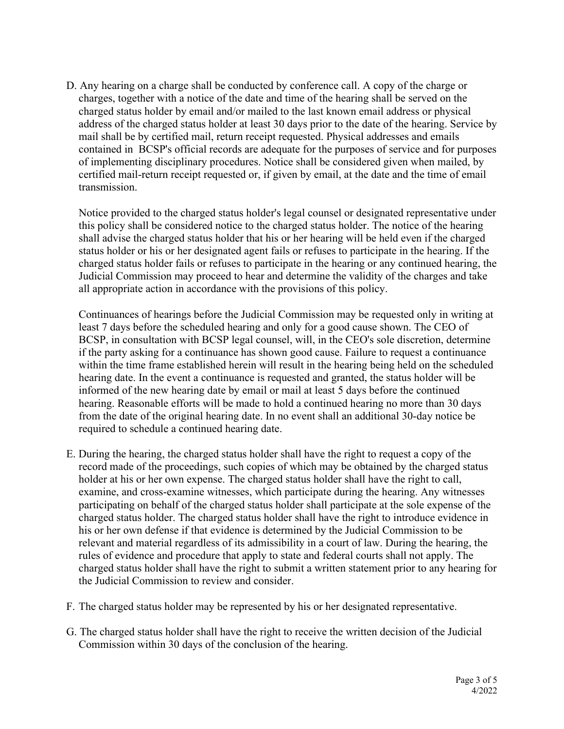D. Any hearing on a charge shall be conducted by conference call. A copy of the charge or charges, together with a notice of the date and time of the hearing shall be served on the charged status holder by email and/or mailed to the last known email address or physical address of the charged status holder at least 30 days prior to the date of the hearing. Service by mail shall be by certified mail, return receipt requested. Physical addresses and emails contained in BCSP's official records are adequate for the purposes of service and for purposes of implementing disciplinary procedures. Notice shall be considered given when mailed, by certified mail-return receipt requested or, if given by email, at the date and the time of email transmission.

   Notice provided to the charged status holder's legal counsel or designated representative under this policy shall be considered notice to the charged status holder. The notice of the hearing shall advise the charged status holder that his or her hearing will be held even if the charged status holder or his or her designated agent fails or refuses to participate in the hearing. If the charged status holder fails or refuses to participate in the hearing or any continued hearing, the Judicial Commission may proceed to hear and determine the validity of the charges and take all appropriate action in accordance with the provisions of this policy.

   Continuances of hearings before the Judicial Commission may be requested only in writing at least 7 days before the scheduled hearing and only for a good cause shown. The CEO of BCSP, in consultation with BCSP legal counsel, will, in the CEO's sole discretion, determine if the party asking for a continuance has shown good cause. Failure to request a continuance within the time frame established herein will result in the hearing being held on the scheduled hearing date. In the event a continuance is requested and granted, the status holder will be informed of the new hearing date by email or mail at least 5 days before the continued hearing. Reasonable efforts will be made to hold a continued hearing no more than 30 days from the date of the original hearing date. In no event shall an additional 30-day notice be required to schedule a continued hearing date.

E. During the hearing, the charged status holder shall have the right to request a copy of the record made of the proceedings, such copies of which may be obtained by the charged status holder at his or her own expense. The charged status holder shall have the right to call, examine, and cross-examine witnesses, which participate during the hearing. Any witnesses participating on behalf of the charged status holder shall participate at the sole expense of the charged status holder. The charged status holder shall have the right to introduce evidence in his or her own defense if that evidence is determined by the Judicial Commission to be relevant and material regardless of its admissibility in a court of law. During the hearing, the rules of evidence and procedure that apply to state and federal courts shall not apply. The charged status holder shall have the right to submit a written statement prior to any hearing for the Judicial Commission to review and consider.

F. The charged status holder may be represented by his or her designated representative.

G. The charged status holder shall have the right to receive the written decision of the Judicial Commission within 30 days of the conclusion of the hearing.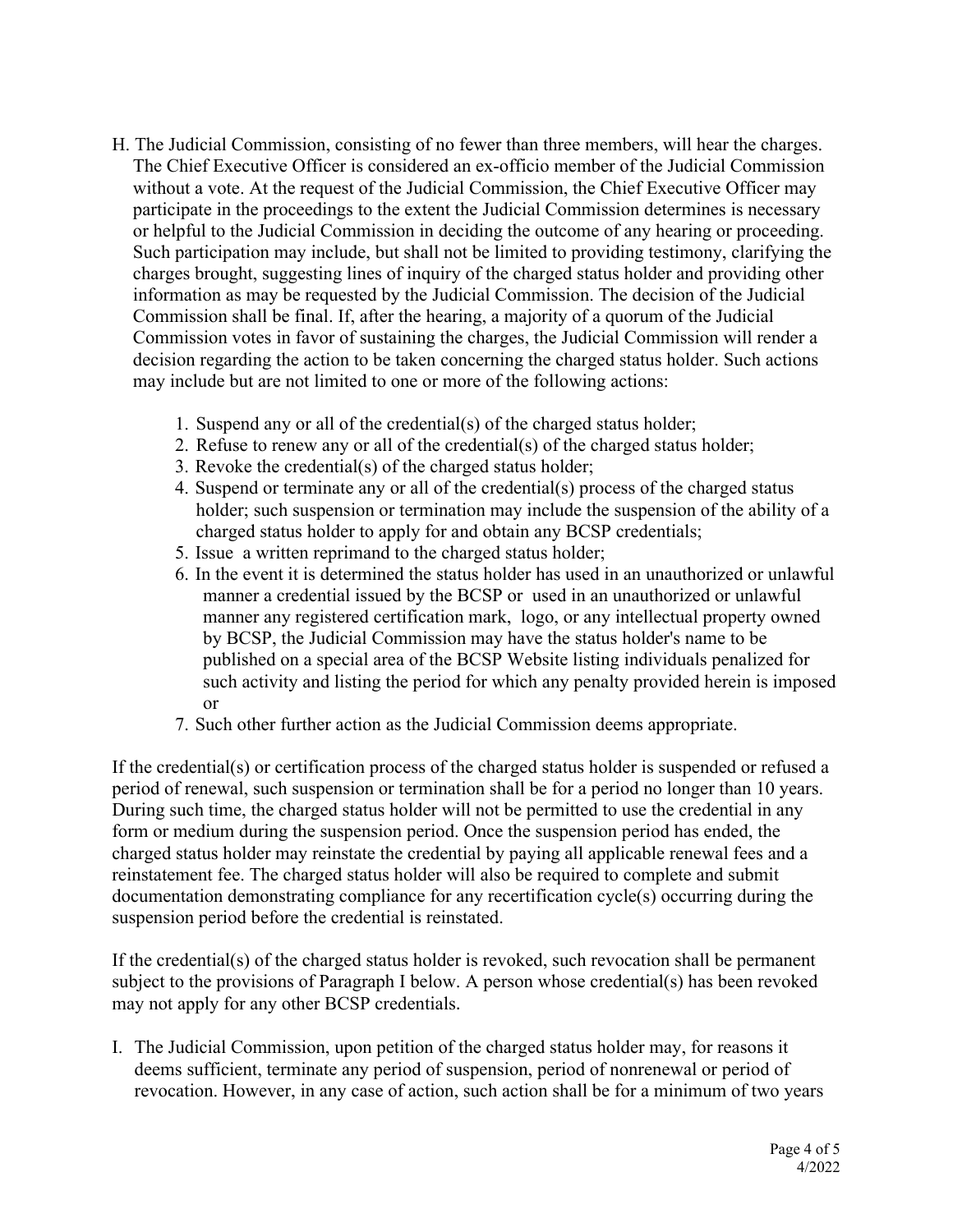H. The Judicial Commission, consisting of no fewer than three members, will hear the charges. The Chief Executive Officer is considered an ex-officio member of the Judicial Commission without a vote. At the request of the Judicial Commission, the Chief Executive Officer may participate in the proceedings to the extent the Judicial Commission determines is necessary or helpful to the Judicial Commission in deciding the outcome of any hearing or proceeding. Such participation may include, but shall not be limited to providing testimony, clarifying the charges brought, suggesting lines of inquiry of the charged status holder and providing other information as may be requested by the Judicial Commission. The decision of the Judicial Commission shall be final. If, after the hearing, a majority of a quorum of the Judicial Commission votes in favor of sustaining the charges, the Judicial Commission will render a decision regarding the action to be taken concerning the charged status holder. Such actions may include but are not limited to one or more of the following actions:

1. Suspend any or all of the credential(s) of the charged status holder;
2. Refuse to renew any or all of the credential(s) of the charged status holder;
3. Revoke the credential(s) of the charged status holder;
4. Suspend or terminate any or all of the credential(s) process of the charged status holder; such suspension or termination may include the suspension of the ability of a charged status holder to apply for and obtain any BCSP credentials;
5. Issue a written reprimand to the charged status holder;
6. In the event it is determined the status holder has used in an unauthorized or unlawful manner a credential issued by the BCSP or used in an unauthorized or unlawful manner any registered certification mark, logo, or any intellectual property owned by BCSP, the Judicial Commission may have the status holder's name to be published on a special area of the BCSP Website listing individuals penalized for such activity and listing the period for which any penalty provided herein is imposed or
7. Such other further action as the Judicial Commission deems appropriate.

If the credential(s) or certification process of the charged status holder is suspended or refused a period of renewal, such suspension or termination shall be for a period no longer than 10 years. During such time, the charged status holder will not be permitted to use the credential in any form or medium during the suspension period. Once the suspension period has ended, the charged status holder may reinstate the credential by paying all applicable renewal fees and a reinstatement fee. The charged status holder will also be required to complete and submit documentation demonstrating compliance for any recertification cycle(s) occurring during the suspension period before the credential is reinstated.

If the credential(s) of the charged status holder is revoked, such revocation shall be permanent subject to the provisions of Paragraph I below. A person whose credential(s) has been revoked may not apply for any other BCSP credentials.

I. The Judicial Commission, upon petition of the charged status holder may, for reasons it deems sufficient, terminate any period of suspension, period of nonrenewal or period of revocation. However, in any case of action, such action shall be for a minimum of two years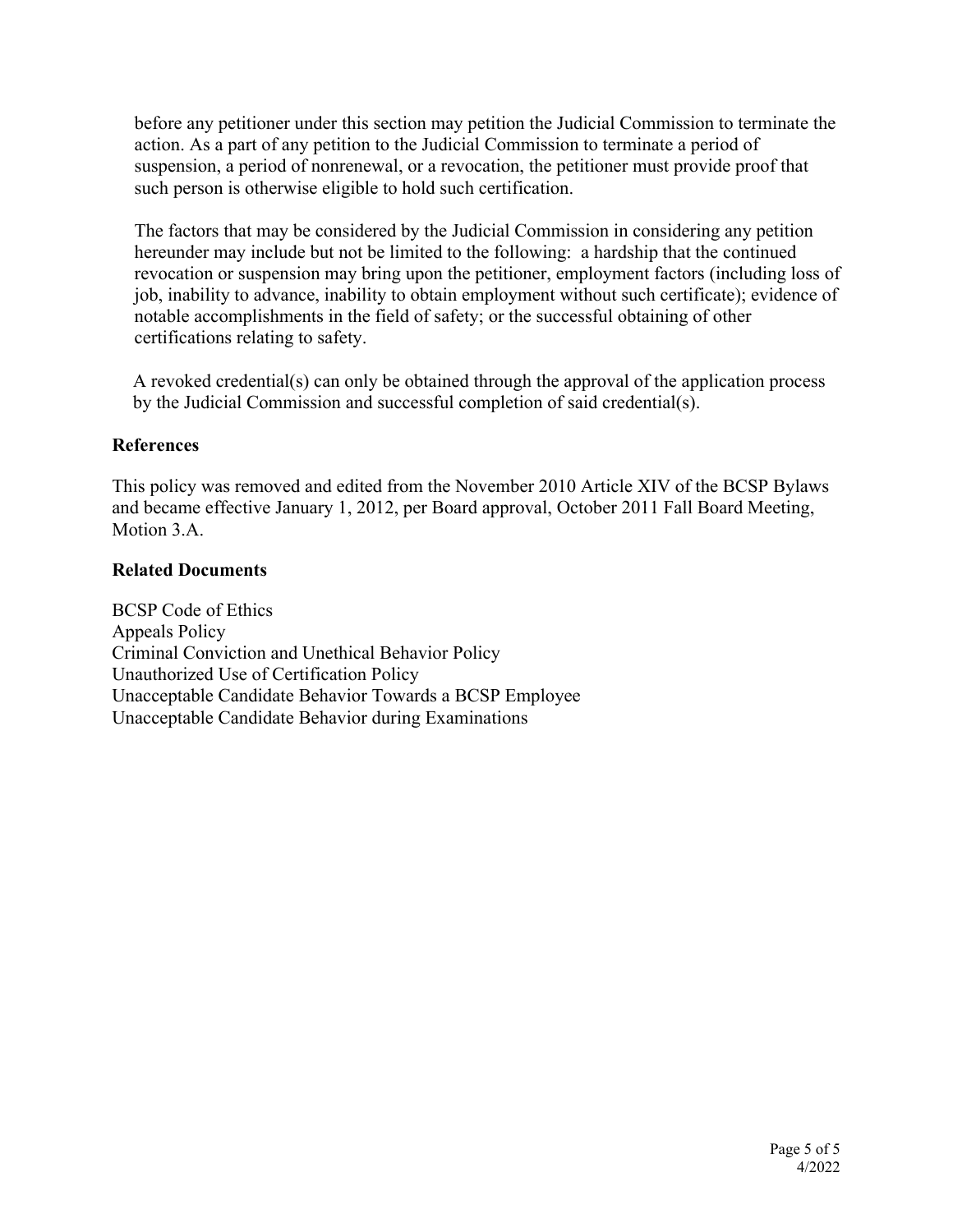before any petitioner under this section may petition the Judicial Commission to terminate the action. As a part of any petition to the Judicial Commission to terminate a period of suspension, a period of nonrenewal, or a revocation, the petitioner must provide proof that such person is otherwise eligible to hold such certification.

The factors that may be considered by the Judicial Commission in considering any petition hereunder may include but not be limited to the following: a hardship that the continued revocation or suspension may bring upon the petitioner, employment factors (including loss of job, inability to advance, inability to obtain employment without such certificate); evidence of notable accomplishments in the field of safety; or the successful obtaining of other certifications relating to safety.

A revoked credential(s) can only be obtained through the approval of the application process by the Judicial Commission and successful completion of said credential(s).

**References**

This policy was removed and edited from the November 2010 Article XIV of the BCSP Bylaws and became effective January 1, 2012, per Board approval, October 2011 Fall Board Meeting, Motion 3.A.

**Related Documents**

BCSP Code of Ethics
Appeals Policy
Criminal Conviction and Unethical Behavior Policy
Unauthorized Use of Certification Policy
Unacceptable Candidate Behavior Towards a BCSP Employee
Unacceptable Candidate Behavior during Examinations